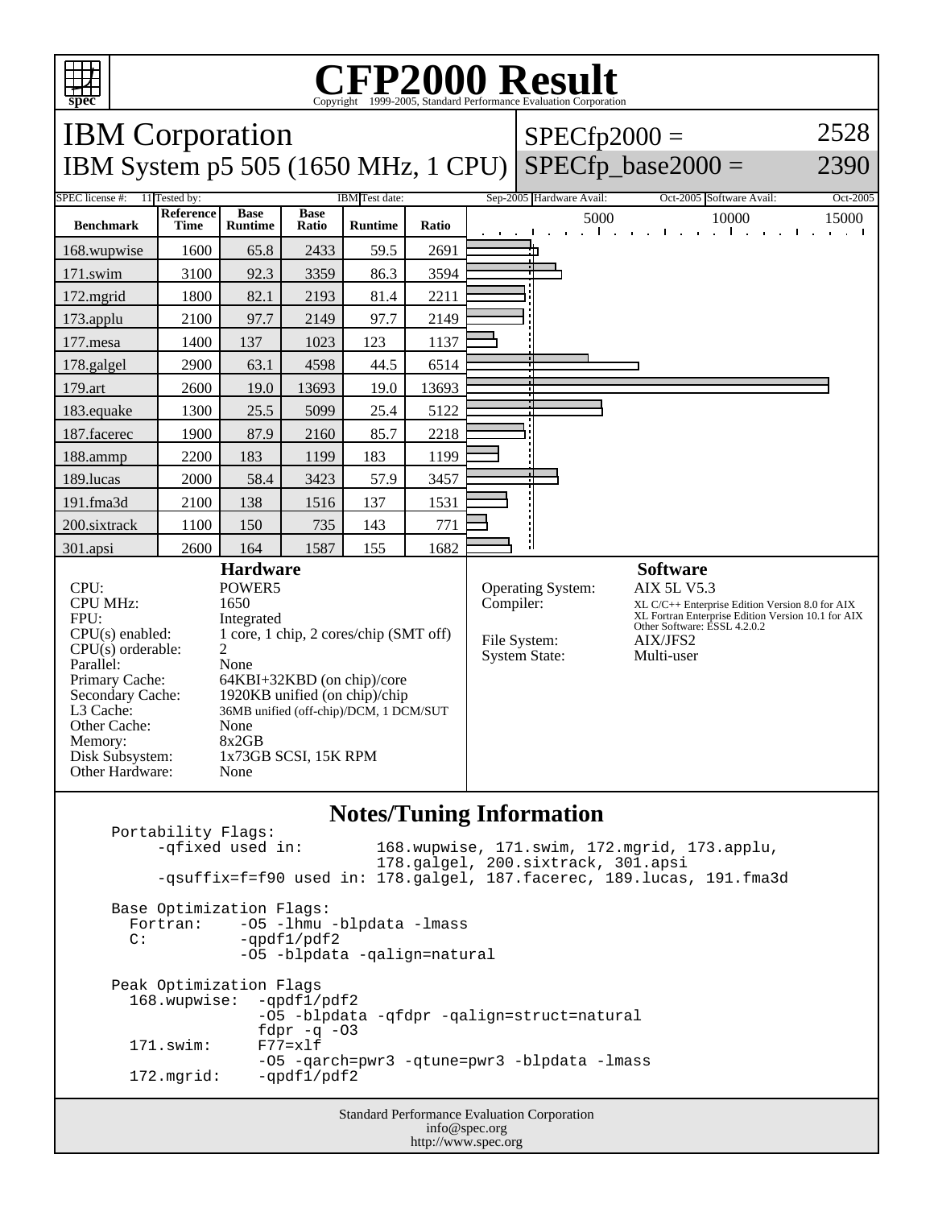# CFP2000 Result

Copyright 1999-2005, Standard Performance Evaluation Corporation

## IBM Corporation

## IBM System p5 505 (1650 MHz, 1 CPU)

SPECfp2000 = 2528

SPECfp_base2000 = 2390

SPEC license #: 11 | Tested by: IBM | Test date: Sep-2005 | Hardware Avail: Oct-2005 | Software Avail: Oct-2005

| Benchmark | Reference Time | Base Runtime | Base Ratio | Runtime | Ratio |
|---|---|---|---|---|---|
| 168.wupwise | 1600 | 65.8 | 2433 | 59.5 | 2691 |
| 171.swim | 3100 | 92.3 | 3359 | 86.3 | 3594 |
| 172.mgrid | 1800 | 82.1 | 2193 | 81.4 | 2211 |
| 173.applu | 2100 | 97.7 | 2149 | 97.7 | 2149 |
| 177.mesa | 1400 | 137 | 1023 | 123 | 1137 |
| 178.galgel | 2900 | 63.1 | 4598 | 44.5 | 6514 |
| 179.art | 2600 | 19.0 | 13693 | 19.0 | 13693 |
| 183.equake | 1300 | 25.5 | 5099 | 25.4 | 5122 |
| 187.facerec | 1900 | 87.9 | 2160 | 85.7 | 2218 |
| 188.ammp | 2200 | 183 | 1199 | 183 | 1199 |
| 189.lucas | 2000 | 58.4 | 3423 | 57.9 | 3457 |
| 191.fma3d | 2100 | 138 | 1516 | 137 | 1531 |
| 200.sixtrack | 1100 | 150 | 735 | 143 | 771 |
| 301.apsi | 2600 | 164 | 1587 | 155 | 1682 |

### Hardware

| | |
|---|---|
| CPU: | POWER5 |
| CPU MHz: | 1650 |
| FPU: | Integrated |
| CPU(s) enabled: | 1 core, 1 chip, 2 cores/chip (SMT off) |
| CPU(s) orderable: | 2 |
| Parallel: | None |
| Primary Cache: | 64KBI+32KBD (on chip)/core |
| Secondary Cache: | 1920KB unified (on chip)/chip |
| L3 Cache: | 36MB unified (off-chip)/DCM, 1 DCM/SUT |
| Other Cache: | None |
| Memory: | 8x2GB |
| Disk Subsystem: | 1x73GB SCSI, 15K RPM |
| Other Hardware: | None |

### Software

| | |
|---|---|
| Operating System: | AIX 5L V5.3 |
| Compiler: | XL C/C++ Enterprise Edition Version 8.0 for AIX<br>XL Fortran Enterprise Edition Version 10.1 for AIX<br>Other Software: ESSL 4.2.0.2 |
| File System: | AIX/JFS2 |
| System State: | Multi-user |

### Notes/Tuning Information

```
Portability Flags:
     -qfixed used in:        168.wupwise, 171.swim, 172.mgrid, 173.applu,
                             178.galgel, 200.sixtrack, 301.apsi
     -qsuffix=f=f90 used in: 178.galgel, 187.facerec, 189.lucas, 191.fma3d

Base Optimization Flags:
  Fortran:    -O5 -lhmu -blpdata -lmass
  C:          -qpdf1/pdf2
              -O5 -blpdata -qalign=natural

Peak Optimization Flags
  168.wupwise:  -qpdf1/pdf2
                -O5 -blpdata -qfdpr -qalign=struct=natural
                fdpr -q -O3
  171.swim:     F77=xlf
                -O5 -qarch=pwr3 -qtune=pwr3 -blpdata -lmass
  172.mgrid:    -qpdf1/pdf2
```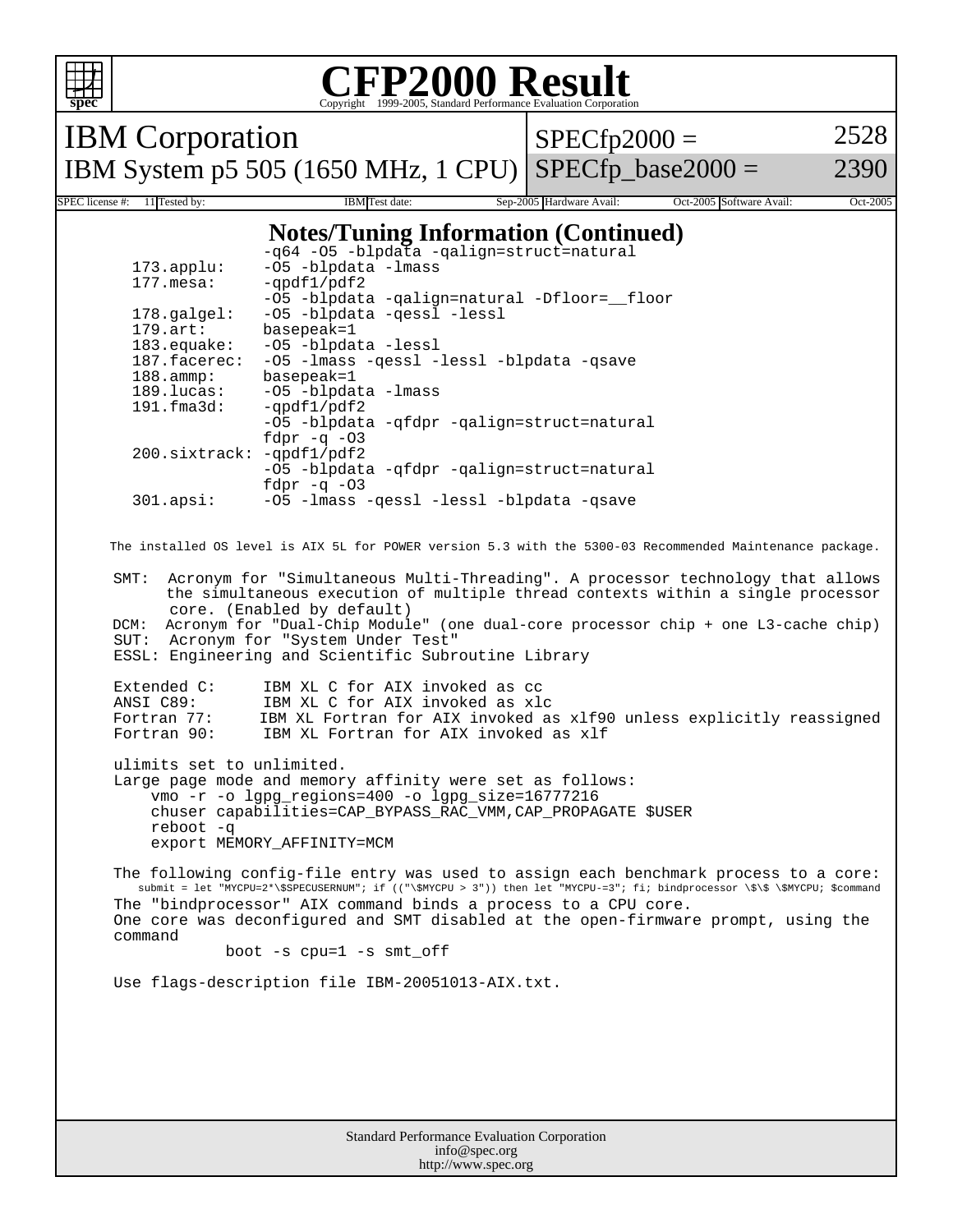# CFP2000 Result

Copyright 1999-2005, Standard Performance Evaluation Corporation

| | |
|---|---|
| IBM Corporation | SPECfp2000 = 2528 |
| IBM System p5 505 (1650 MHz, 1 CPU) | SPECfp_base2000 = 2390 |

SPEC license #: 11 Tested by: IBM Test date: Sep-2005 Hardware Avail: Oct-2005 Software Avail: Oct-2005

## Notes/Tuning Information (Continued)

```
                  -q64 -O5 -blpdata -qalign=struct=natural
   173.applu:     -O5 -blpdata -lmass
   177.mesa:      -qpdf1/pdf2
                  -O5 -blpdata -qalign=natural -Dfloor=__floor
   178.galgel:    -O5 -blpdata -qessl -lessl
   179.art:       basepeak=1
   183.equake:    -O5 -blpdata -lessl
   187.facerec:   -O5 -lmass -qessl -lessl -blpdata -qsave
   188.ammp:      basepeak=1
   189.lucas:     -O5 -blpdata -lmass
   191.fma3d:     -qpdf1/pdf2
                  -O5 -blpdata -qfdpr -qalign=struct=natural
                  fdpr -q -O3
   200.sixtrack:  -qpdf1/pdf2
                  -O5 -blpdata -qfdpr -qalign=struct=natural
                  fdpr -q -O3
   301.apsi:      -O5 -lmass -qessl -lessl -blpdata -qsave
```

The installed OS level is AIX 5L for POWER version 5.3 with the 5300-03 Recommended Maintenance package.

SMT: Acronym for "Simultaneous Multi-Threading". A processor technology that allows the simultaneous execution of multiple thread contexts within a single processor core. (Enabled by default)
DCM: Acronym for "Dual-Chip Module" (one dual-core processor chip + one L3-cache chip)
SUT: Acronym for "System Under Test"
ESSL: Engineering and Scientific Subroutine Library

```
Extended C:     IBM XL C for AIX invoked as cc
ANSI C89:       IBM XL C for AIX invoked as xlc
Fortran 77:     IBM XL Fortran for AIX invoked as xlf90 unless explicitly reassigned
Fortran 90:     IBM XL Fortran for AIX invoked as xlf
```

ulimits set to unlimited.
Large page mode and memory affinity were set as follows:

```
vmo -r -o lgpg_regions=400 -o lgpg_size=16777216
chuser capabilities=CAP_BYPASS_RAC_VMM,CAP_PROPAGATE $USER
reboot -q
export MEMORY_AFFINITY=MCM
```

The following config-file entry was used to assign each benchmark process to a core:

```
submit = let "MYCPU=2*\$SPECUSERNUM"; if (("\$MYCPU > 3")) then let "MYCPU-=3"; fi; bindprocessor \$\$ \$MYCPU; $command
```

The "bindprocessor" AIX command binds a process to a CPU core.
One core was deconfigured and SMT disabled at the open-firmware prompt, using the command

```
boot -s cpu=1 -s smt_off
```

Use flags-description file IBM-20051013-AIX.txt.

Standard Performance Evaluation Corporation
info@spec.org
http://www.spec.org